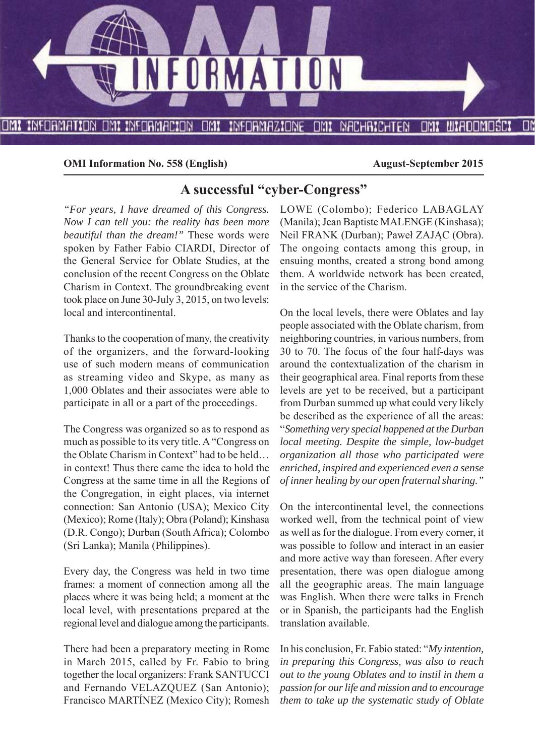**OMI Information No. 558 (English)** **August-September 2015**

## A successful "cyber-Congress"

*"For years, I have dreamed of this Congress. Now I can tell you: the reality has been more beautiful than the dream!"* These words were spoken by Father Fabio CIARDI, Director of the General Service for Oblate Studies, at the conclusion of the recent Congress on the Oblate Charism in Context. The groundbreaking event took place on June 30-July 3, 2015, on two levels: local and intercontinental.

Thanks to the cooperation of many, the creativity of the organizers, and the forward-looking use of such modern means of communication as streaming video and Skype, as many as 1,000 Oblates and their associates were able to participate in all or a part of the proceedings.

The Congress was organized so as to respond as much as possible to its very title. A "Congress on the Oblate Charism in Context" had to be held… in context! Thus there came the idea to hold the Congress at the same time in all the Regions of the Congregation, in eight places, via internet connection: San Antonio (USA); Mexico City (Mexico); Rome (Italy); Obra (Poland); Kinshasa (D.R. Congo); Durban (South Africa); Colombo (Sri Lanka); Manila (Philippines).

Every day, the Congress was held in two time frames: a moment of connection among all the places where it was being held; a moment at the local level, with presentations prepared at the regional level and dialogue among the participants.

There had been a preparatory meeting in Rome in March 2015, called by Fr. Fabio to bring together the local organizers: Frank SANTUCCI and Fernando VELAZQUEZ (San Antonio); Francisco MARTÍNEZ (Mexico City); Romesh LOWE (Colombo); Federico LABAGLAY (Manila); Jean Baptiste MALENGE (Kinshasa); Neil FRANK (Durban); Paweł ZAJĄC (Obra). The ongoing contacts among this group, in ensuing months, created a strong bond among them. A worldwide network has been created, in the service of the Charism.

On the local levels, there were Oblates and lay people associated with the Oblate charism, from neighboring countries, in various numbers, from 30 to 70. The focus of the four half-days was around the contextualization of the charism in their geographical area. Final reports from these levels are yet to be received, but a participant from Durban summed up what could very likely be described as the experience of all the areas: "*Something very special happened at the Durban local meeting. Despite the simple, low-budget organization all those who participated were enriched, inspired and experienced even a sense of inner healing by our open fraternal sharing."*

On the intercontinental level, the connections worked well, from the technical point of view as well as for the dialogue. From every corner, it was possible to follow and interact in an easier and more active way than foreseen. After every presentation, there was open dialogue among all the geographic areas. The main language was English. When there were talks in French or in Spanish, the participants had the English translation available.

In his conclusion, Fr. Fabio stated: "*My intention, in preparing this Congress, was also to reach out to the young Oblates and to instil in them a passion for our life and mission and to encourage them to take up the systematic study of Oblate*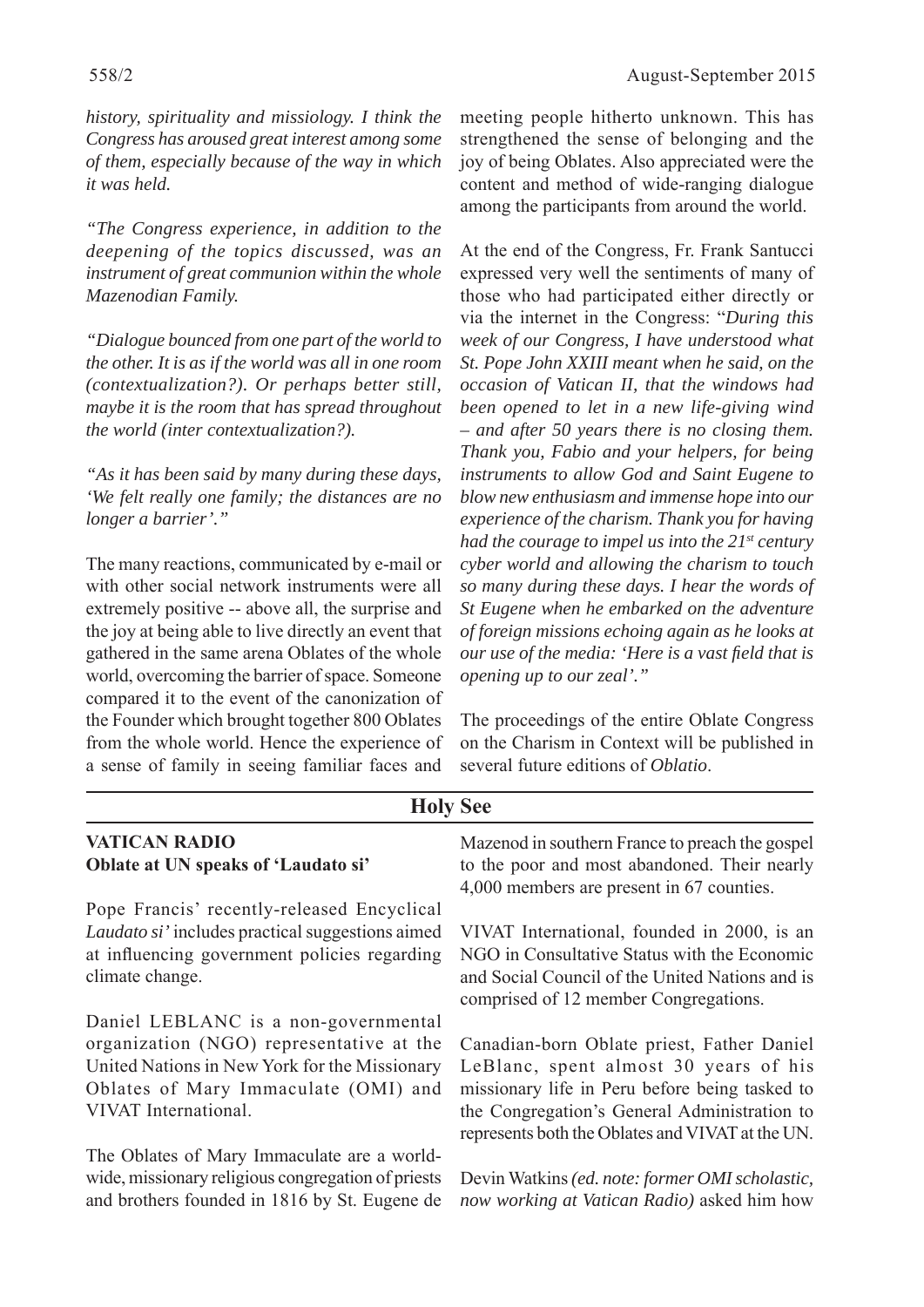*history, spirituality and missiology. I think the Congress has aroused great interest among some of them, especially because of the way in which it was held.*

*"The Congress experience, in addition to the deepening of the topics discussed, was an instrument of great communion within the whole Mazenodian Family.*

*"Dialogue bounced from one part of the world to the other. It is as if the world was all in one room (contextualization?). Or perhaps better still, maybe it is the room that has spread throughout the world (inter contextualization?).*

*"As it has been said by many during these days, 'We felt really one family; the distances are no longer a barrier'."*

The many reactions, communicated by e-mail or with other social network instruments were all extremely positive -- above all, the surprise and the joy at being able to live directly an event that gathered in the same arena Oblates of the whole world, overcoming the barrier of space. Someone compared it to the event of the canonization of the Founder which brought together 800 Oblates from the whole world. Hence the experience of a sense of family in seeing familiar faces and meeting people hitherto unknown. This has strengthened the sense of belonging and the joy of being Oblates. Also appreciated were the content and method of wide-ranging dialogue among the participants from around the world.

At the end of the Congress, Fr. Frank Santucci expressed very well the sentiments of many of those who had participated either directly or via the internet in the Congress: "*During this week of our Congress, I have understood what St. Pope John XXIII meant when he said, on the occasion of Vatican II, that the windows had been opened to let in a new life-giving wind – and after 50 years there is no closing them. Thank you, Fabio and your helpers, for being instruments to allow God and Saint Eugene to blow new enthusiasm and immense hope into our experience of the charism. Thank you for having had the courage to impel us into the 21st century cyber world and allowing the charism to touch so many during these days. I hear the words of St Eugene when he embarked on the adventure of foreign missions echoing again as he looks at our use of the media: 'Here is a vast field that is opening up to our zeal'."*

The proceedings of the entire Oblate Congress on the Charism in Context will be published in several future editions of *Oblatio*.

## Holy See

**VATICAN RADIO**
**Oblate at UN speaks of 'Laudato si'**

Pope Francis' recently-released Encyclical *Laudato si'* includes practical suggestions aimed at influencing government policies regarding climate change.

Daniel LEBLANC is a non-governmental organization (NGO) representative at the United Nations in New York for the Missionary Oblates of Mary Immaculate (OMI) and VIVAT International.

The Oblates of Mary Immaculate are a world-wide, missionary religious congregation of priests and brothers founded in 1816 by St. Eugene de Mazenod in southern France to preach the gospel to the poor and most abandoned. Their nearly 4,000 members are present in 67 counties.

VIVAT International, founded in 2000, is an NGO in Consultative Status with the Economic and Social Council of the United Nations and is comprised of 12 member Congregations.

Canadian-born Oblate priest, Father Daniel LeBlanc, spent almost 30 years of his missionary life in Peru before being tasked to the Congregation's General Administration to represents both the Oblates and VIVAT at the UN.

Devin Watkins *(ed. note: former OMI scholastic, now working at Vatican Radio)* asked him how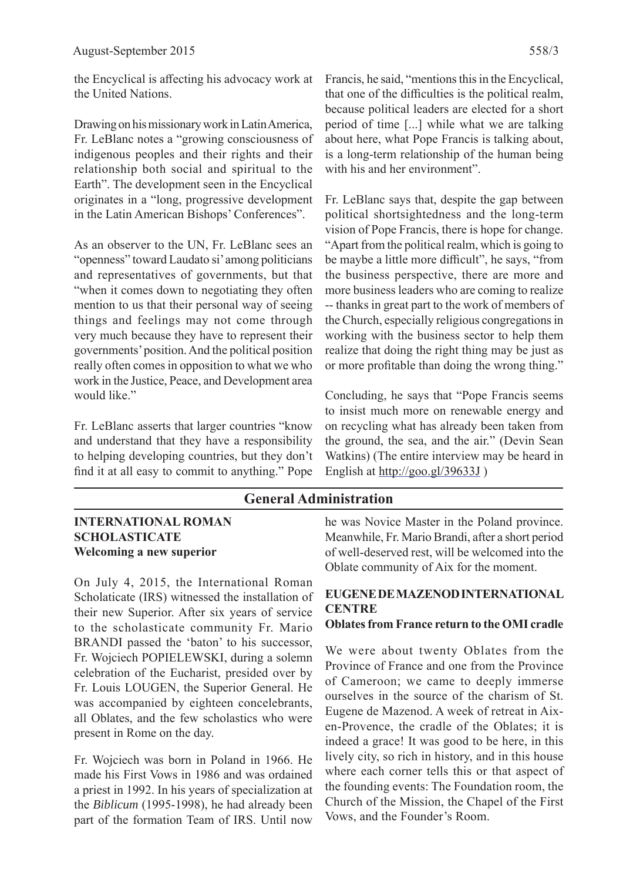the Encyclical is affecting his advocacy work at the United Nations.

Drawing on his missionary work in Latin America, Fr. LeBlanc notes a "growing consciousness of indigenous peoples and their rights and their relationship both social and spiritual to the Earth". The development seen in the Encyclical originates in a "long, progressive development in the Latin American Bishops' Conferences".

As an observer to the UN, Fr. LeBlanc sees an "openness" toward Laudato si' among politicians and representatives of governments, but that "when it comes down to negotiating they often mention to us that their personal way of seeing things and feelings may not come through very much because they have to represent their governments' position. And the political position really often comes in opposition to what we who work in the Justice, Peace, and Development area would like."

Fr. LeBlanc asserts that larger countries "know and understand that they have a responsibility to helping developing countries, but they don't find it at all easy to commit to anything." Pope Francis, he said, "mentions this in the Encyclical, that one of the difficulties is the political realm, because political leaders are elected for a short period of time [...] while what we are talking about here, what Pope Francis is talking about, is a long-term relationship of the human being with his and her environment".

Fr. LeBlanc says that, despite the gap between political shortsightedness and the long-term vision of Pope Francis, there is hope for change. "Apart from the political realm, which is going to be maybe a little more difficult", he says, "from the business perspective, there are more and more business leaders who are coming to realize -- thanks in great part to the work of members of the Church, especially religious congregations in working with the business sector to help them realize that doing the right thing may be just as or more profitable than doing the wrong thing."

Concluding, he says that "Pope Francis seems to insist much more on renewable energy and on recycling what has already been taken from the ground, the sea, and the air." (Devin Sean Watkins) (The entire interview may be heard in English at http://goo.gl/39633J )

## General Administration

### INTERNATIONAL ROMAN SCHOLASTICATE

**Welcoming a new superior**

On July 4, 2015, the International Roman Scholaticate (IRS) witnessed the installation of their new Superior. After six years of service to the scholasticate community Fr. Mario BRANDI passed the 'baton' to his successor, Fr. Wojciech POPIELEWSKI, during a solemn celebration of the Eucharist, presided over by Fr. Louis LOUGEN, the Superior General. He was accompanied by eighteen concelebrants, all Oblates, and the few scholastics who were present in Rome on the day.

Fr. Wojciech was born in Poland in 1966. He made his First Vows in 1986 and was ordained a priest in 1992. In his years of specialization at the *Biblicum* (1995-1998), he had already been part of the formation Team of IRS. Until now he was Novice Master in the Poland province. Meanwhile, Fr. Mario Brandi, after a short period of well-deserved rest, will be welcomed into the Oblate community of Aix for the moment.

### EUGENE DE MAZENOD INTERNATIONAL CENTRE

**Oblates from France return to the OMI cradle**

We were about twenty Oblates from the Province of France and one from the Province of Cameroon; we came to deeply immerse ourselves in the source of the charism of St. Eugene de Mazenod. A week of retreat in Aix-en-Provence, the cradle of the Oblates; it is indeed a grace! It was good to be here, in this lively city, so rich in history, and in this house where each corner tells this or that aspect of the founding events: The Foundation room, the Church of the Mission, the Chapel of the First Vows, and the Founder's Room.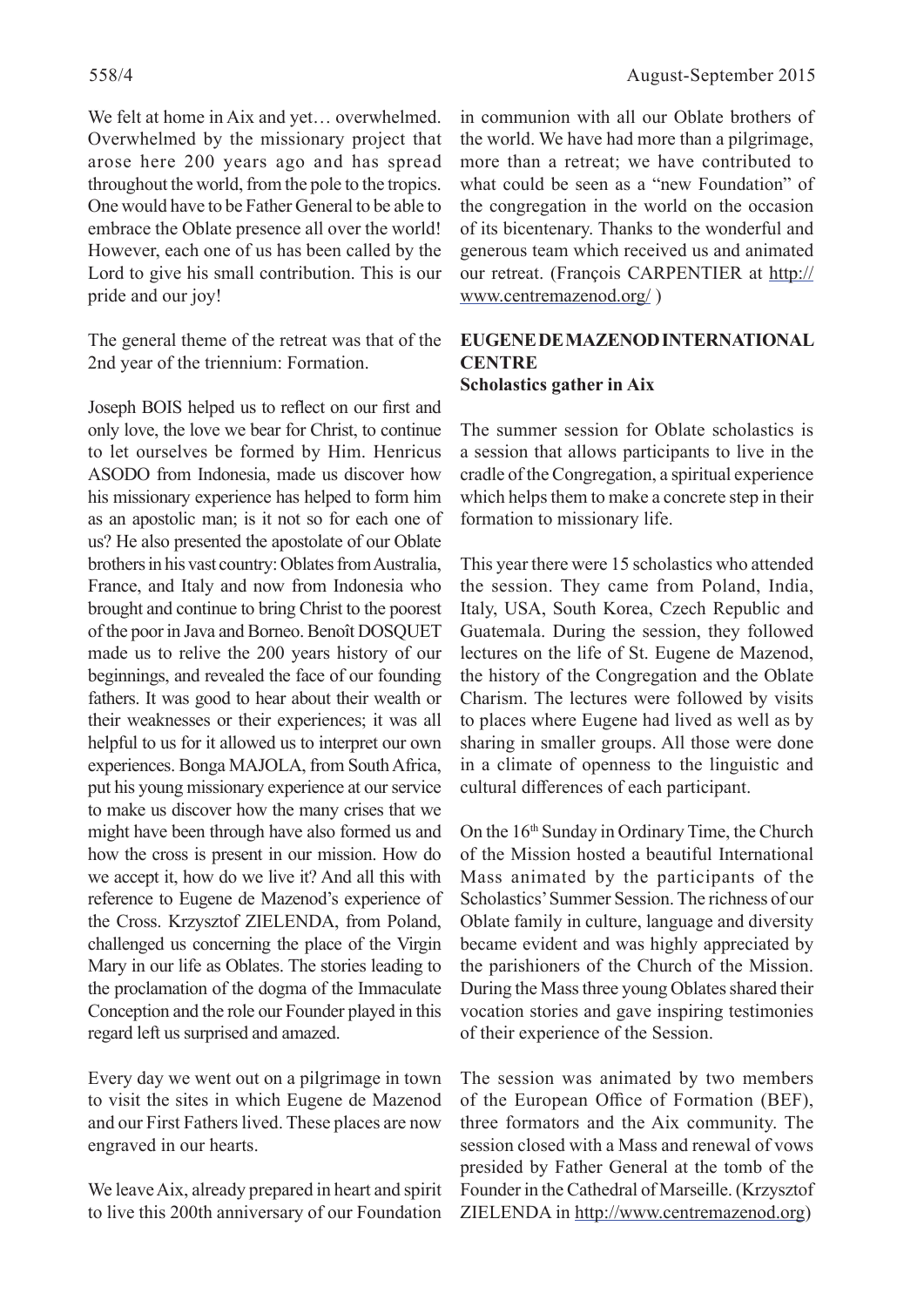We felt at home in Aix and yet… overwhelmed. Overwhelmed by the missionary project that arose here 200 years ago and has spread throughout the world, from the pole to the tropics. One would have to be Father General to be able to embrace the Oblate presence all over the world! However, each one of us has been called by the Lord to give his small contribution. This is our pride and our joy!

The general theme of the retreat was that of the 2nd year of the triennium: Formation.

Joseph BOIS helped us to reflect on our first and only love, the love we bear for Christ, to continue to let ourselves be formed by Him. Henricus ASODO from Indonesia, made us discover how his missionary experience has helped to form him as an apostolic man; is it not so for each one of us? He also presented the apostolate of our Oblate brothers in his vast country: Oblates from Australia, France, and Italy and now from Indonesia who brought and continue to bring Christ to the poorest of the poor in Java and Borneo. Benoît DOSQUET made us to relive the 200 years history of our beginnings, and revealed the face of our founding fathers. It was good to hear about their wealth or their weaknesses or their experiences; it was all helpful to us for it allowed us to interpret our own experiences. Bonga MAJOLA, from South Africa, put his young missionary experience at our service to make us discover how the many crises that we might have been through have also formed us and how the cross is present in our mission. How do we accept it, how do we live it? And all this with reference to Eugene de Mazenod's experience of the Cross. Krzysztof ZIELENDA, from Poland, challenged us concerning the place of the Virgin Mary in our life as Oblates. The stories leading to the proclamation of the dogma of the Immaculate Conception and the role our Founder played in this regard left us surprised and amazed.

Every day we went out on a pilgrimage in town to visit the sites in which Eugene de Mazenod and our First Fathers lived. These places are now engraved in our hearts.

We leave Aix, already prepared in heart and spirit to live this 200th anniversary of our Foundation in communion with all our Oblate brothers of the world. We have had more than a pilgrimage, more than a retreat; we have contributed to what could be seen as a "new Foundation" of the congregation in the world on the occasion of its bicentenary. Thanks to the wonderful and generous team which received us and animated our retreat. (François CARPENTIER at http://www.centremazenod.org/ )

**EUGENE DE MAZENOD INTERNATIONAL CENTRE**
**Scholastics gather in Aix**

The summer session for Oblate scholastics is a session that allows participants to live in the cradle of the Congregation, a spiritual experience which helps them to make a concrete step in their formation to missionary life.

This year there were 15 scholastics who attended the session. They came from Poland, India, Italy, USA, South Korea, Czech Republic and Guatemala. During the session, they followed lectures on the life of St. Eugene de Mazenod, the history of the Congregation and the Oblate Charism. The lectures were followed by visits to places where Eugene had lived as well as by sharing in smaller groups. All those were done in a climate of openness to the linguistic and cultural differences of each participant.

On the 16th Sunday in Ordinary Time, the Church of the Mission hosted a beautiful International Mass animated by the participants of the Scholastics' Summer Session. The richness of our Oblate family in culture, language and diversity became evident and was highly appreciated by the parishioners of the Church of the Mission. During the Mass three young Oblates shared their vocation stories and gave inspiring testimonies of their experience of the Session.

The session was animated by two members of the European Office of Formation (BEF), three formators and the Aix community. The session closed with a Mass and renewal of vows presided by Father General at the tomb of the Founder in the Cathedral of Marseille. (Krzysztof ZIELENDA in http://www.centremazenod.org)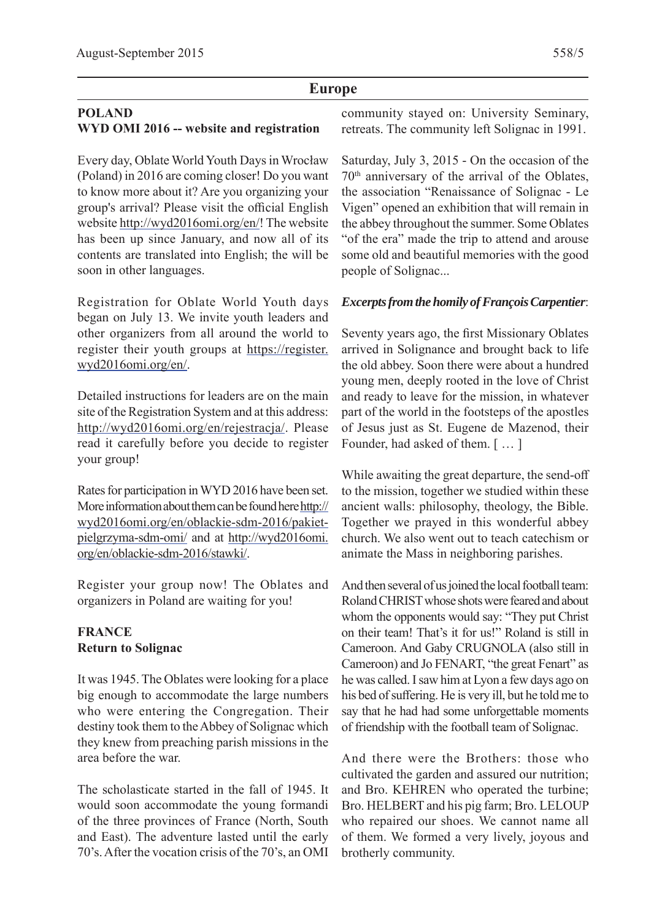## Europe

### POLAND
### WYD OMI 2016 -- website and registration

Every day, Oblate World Youth Days in Wrocław (Poland) in 2016 are coming closer! Do you want to know more about it? Are you organizing your group's arrival? Please visit the official English website http://wyd2016omi.org/en/! The website has been up since January, and now all of its contents are translated into English; the will be soon in other languages.

Registration for Oblate World Youth days began on July 13. We invite youth leaders and other organizers from all around the world to register their youth groups at https://register.wyd2016omi.org/en/.

Detailed instructions for leaders are on the main site of the Registration System and at this address: http://wyd2016omi.org/en/rejestracja/. Please read it carefully before you decide to register your group!

Rates for participation in WYD 2016 have been set. More information about them can be found here http://wyd2016omi.org/en/oblackie-sdm-2016/pakiet-pielgrzyma-sdm-omi/ and at http://wyd2016omi.org/en/oblackie-sdm-2016/stawki/.

Register your group now! The Oblates and organizers in Poland are waiting for you!

### FRANCE
### Return to Solignac

It was 1945. The Oblates were looking for a place big enough to accommodate the large numbers who were entering the Congregation. Their destiny took them to the Abbey of Solignac which they knew from preaching parish missions in the area before the war.

The scholasticate started in the fall of 1945. It would soon accommodate the young formandi of the three provinces of France (North, South and East). The adventure lasted until the early 70's. After the vocation crisis of the 70's, an OMI community stayed on: University Seminary, retreats. The community left Solignac in 1991.

Saturday, July 3, 2015 - On the occasion of the 70th anniversary of the arrival of the Oblates, the association "Renaissance of Solignac - Le Vigen" opened an exhibition that will remain in the abbey throughout the summer. Some Oblates "of the era" made the trip to attend and arouse some old and beautiful memories with the good people of Solignac...

***Excerpts from the homily of François Carpentier***:

Seventy years ago, the first Missionary Oblates arrived in Solignance and brought back to life the old abbey. Soon there were about a hundred young men, deeply rooted in the love of Christ and ready to leave for the mission, in whatever part of the world in the footsteps of the apostles of Jesus just as St. Eugene de Mazenod, their Founder, had asked of them. [ … ]

While awaiting the great departure, the send-off to the mission, together we studied within these ancient walls: philosophy, theology, the Bible. Together we prayed in this wonderful abbey church. We also went out to teach catechism or animate the Mass in neighboring parishes.

And then several of us joined the local football team: Roland CHRIST whose shots were feared and about whom the opponents would say: "They put Christ on their team! That's it for us!" Roland is still in Cameroon. And Gaby CRUGNOLA (also still in Cameroon) and Jo FENART, "the great Fenart" as he was called. I saw him at Lyon a few days ago on his bed of suffering. He is very ill, but he told me to say that he had had some unforgettable moments of friendship with the football team of Solignac.

And there were the Brothers: those who cultivated the garden and assured our nutrition; and Bro. KEHREN who operated the turbine; Bro. HELBERT and his pig farm; Bro. LELOUP who repaired our shoes. We cannot name all of them. We formed a very lively, joyous and brotherly community.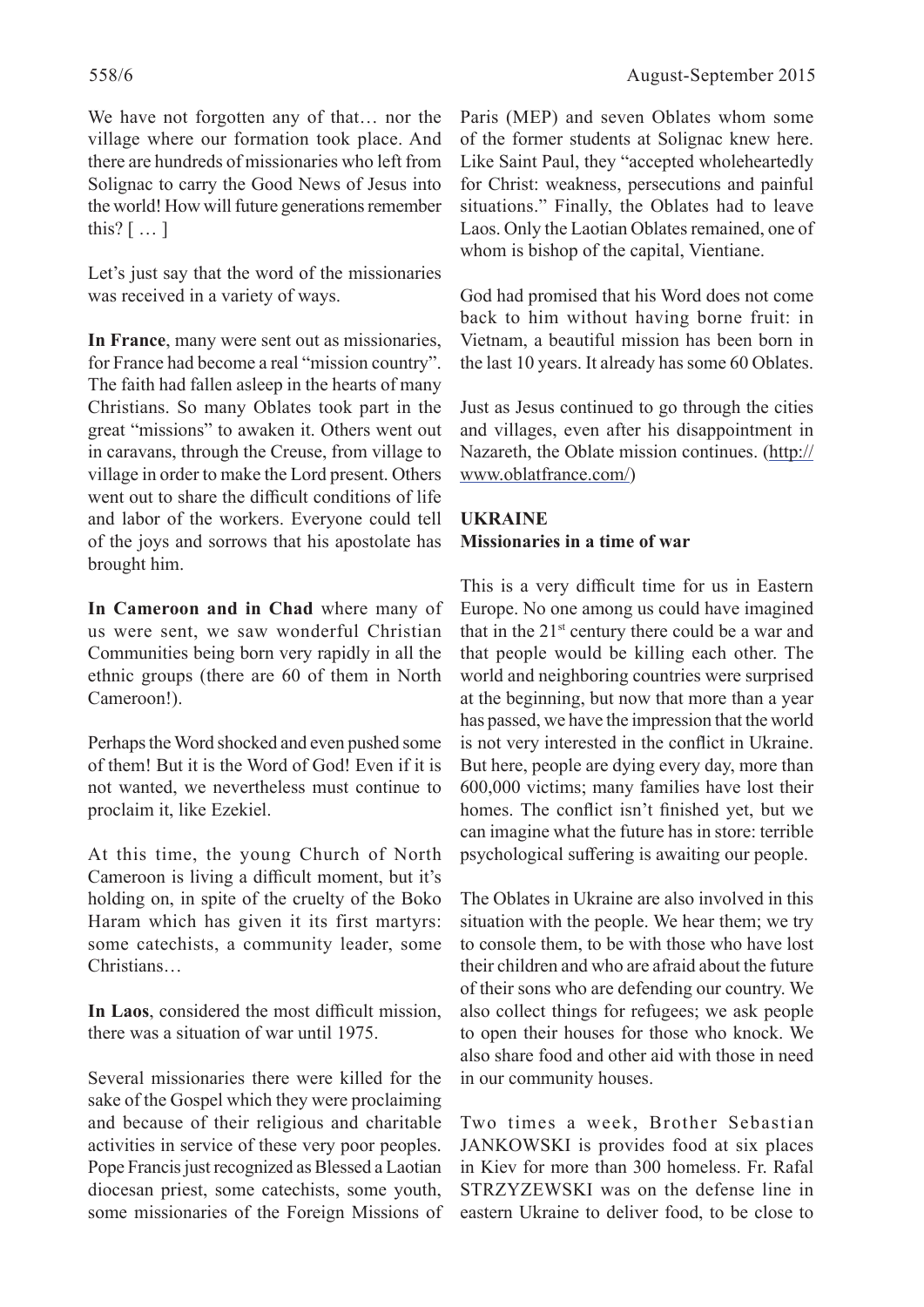We have not forgotten any of that… nor the village where our formation took place. And there are hundreds of missionaries who left from Solignac to carry the Good News of Jesus into the world! How will future generations remember this? [ … ]

Let's just say that the word of the missionaries was received in a variety of ways.

**In France**, many were sent out as missionaries, for France had become a real "mission country". The faith had fallen asleep in the hearts of many Christians. So many Oblates took part in the great "missions" to awaken it. Others went out in caravans, through the Creuse, from village to village in order to make the Lord present. Others went out to share the difficult conditions of life and labor of the workers. Everyone could tell of the joys and sorrows that his apostolate has brought him.

**In Cameroon and in Chad** where many of us were sent, we saw wonderful Christian Communities being born very rapidly in all the ethnic groups (there are 60 of them in North Cameroon!).

Perhaps the Word shocked and even pushed some of them! But it is the Word of God! Even if it is not wanted, we nevertheless must continue to proclaim it, like Ezekiel.

At this time, the young Church of North Cameroon is living a difficult moment, but it's holding on, in spite of the cruelty of the Boko Haram which has given it its first martyrs: some catechists, a community leader, some Christians…

**In Laos**, considered the most difficult mission, there was a situation of war until 1975.

Several missionaries there were killed for the sake of the Gospel which they were proclaiming and because of their religious and charitable activities in service of these very poor peoples. Pope Francis just recognized as Blessed a Laotian diocesan priest, some catechists, some youth, some missionaries of the Foreign Missions of Paris (MEP) and seven Oblates whom some of the former students at Solignac knew here. Like Saint Paul, they "accepted wholeheartedly for Christ: weakness, persecutions and painful situations." Finally, the Oblates had to leave Laos. Only the Laotian Oblates remained, one of whom is bishop of the capital, Vientiane.

God had promised that his Word does not come back to him without having borne fruit: in Vietnam, a beautiful mission has been born in the last 10 years. It already has some 60 Oblates.

Just as Jesus continued to go through the cities and villages, even after his disappointment in Nazareth, the Oblate mission continues. (http://www.oblatfrance.com/)

## UKRAINE
### Missionaries in a time of war

This is a very difficult time for us in Eastern Europe. No one among us could have imagined that in the 21st century there could be a war and that people would be killing each other. The world and neighboring countries were surprised at the beginning, but now that more than a year has passed, we have the impression that the world is not very interested in the conflict in Ukraine. But here, people are dying every day, more than 600,000 victims; many families have lost their homes. The conflict isn't finished yet, but we can imagine what the future has in store: terrible psychological suffering is awaiting our people.

The Oblates in Ukraine are also involved in this situation with the people. We hear them; we try to console them, to be with those who have lost their children and who are afraid about the future of their sons who are defending our country. We also collect things for refugees; we ask people to open their houses for those who knock. We also share food and other aid with those in need in our community houses.

Two times a week, Brother Sebastian JANKOWSKI is provides food at six places in Kiev for more than 300 homeless. Fr. Rafal STRZYZEWSKI was on the defense line in eastern Ukraine to deliver food, to be close to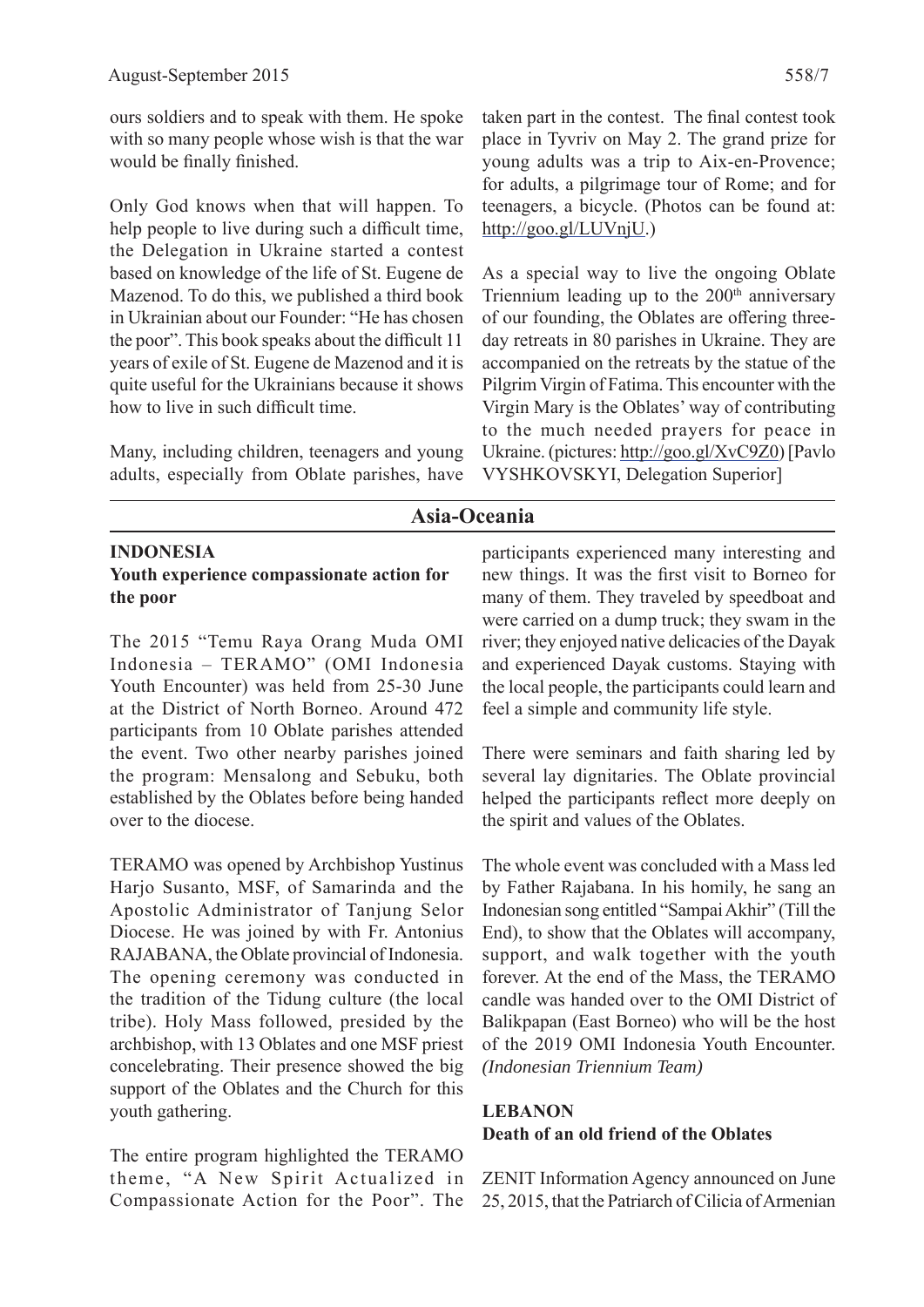ours soldiers and to speak with them. He spoke with so many people whose wish is that the war would be finally finished.

Only God knows when that will happen. To help people to live during such a difficult time, the Delegation in Ukraine started a contest based on knowledge of the life of St. Eugene de Mazenod. To do this, we published a third book in Ukrainian about our Founder: "He has chosen the poor". This book speaks about the difficult 11 years of exile of St. Eugene de Mazenod and it is quite useful for the Ukrainians because it shows how to live in such difficult time.

Many, including children, teenagers and young adults, especially from Oblate parishes, have taken part in the contest. The final contest took place in Tyvriv on May 2. The grand prize for young adults was a trip to Aix-en-Provence; for adults, a pilgrimage tour of Rome; and for teenagers, a bicycle. (Photos can be found at: http://goo.gl/LUVnjU.)

As a special way to live the ongoing Oblate Triennium leading up to the 200th anniversary of our founding, the Oblates are offering three-day retreats in 80 parishes in Ukraine. They are accompanied on the retreats by the statue of the Pilgrim Virgin of Fatima. This encounter with the Virgin Mary is the Oblates' way of contributing to the much needed prayers for peace in Ukraine. (pictures: http://goo.gl/XvC9Z0) [Pavlo VYSHKOVSKYI, Delegation Superior]

## Asia-Oceania

### INDONESIA

**Youth experience compassionate action for the poor**

The 2015 "Temu Raya Orang Muda OMI Indonesia – TERAMO" (OMI Indonesia Youth Encounter) was held from 25-30 June at the District of North Borneo. Around 472 participants from 10 Oblate parishes attended the event. Two other nearby parishes joined the program: Mensalong and Sebuku, both established by the Oblates before being handed over to the diocese.

TERAMO was opened by Archbishop Yustinus Harjo Susanto, MSF, of Samarinda and the Apostolic Administrator of Tanjung Selor Diocese. He was joined by with Fr. Antonius RAJABANA, the Oblate provincial of Indonesia. The opening ceremony was conducted in the tradition of the Tidung culture (the local tribe). Holy Mass followed, presided by the archbishop, with 13 Oblates and one MSF priest concelebrating. Their presence showed the big support of the Oblates and the Church for this youth gathering.

The entire program highlighted the TERAMO theme, "A New Spirit Actualized in Compassionate Action for the Poor". The participants experienced many interesting and new things. It was the first visit to Borneo for many of them. They traveled by speedboat and were carried on a dump truck; they swam in the river; they enjoyed native delicacies of the Dayak and experienced Dayak customs. Staying with the local people, the participants could learn and feel a simple and community life style.

There were seminars and faith sharing led by several lay dignitaries. The Oblate provincial helped the participants reflect more deeply on the spirit and values of the Oblates.

The whole event was concluded with a Mass led by Father Rajabana. In his homily, he sang an Indonesian song entitled "Sampai Akhir" (Till the End), to show that the Oblates will accompany, support, and walk together with the youth forever. At the end of the Mass, the TERAMO candle was handed over to the OMI District of Balikpapan (East Borneo) who will be the host of the 2019 OMI Indonesia Youth Encounter. *(Indonesian Triennium Team)*

### LEBANON

**Death of an old friend of the Oblates**

ZENIT Information Agency announced on June 25, 2015, that the Patriarch of Cilicia of Armenian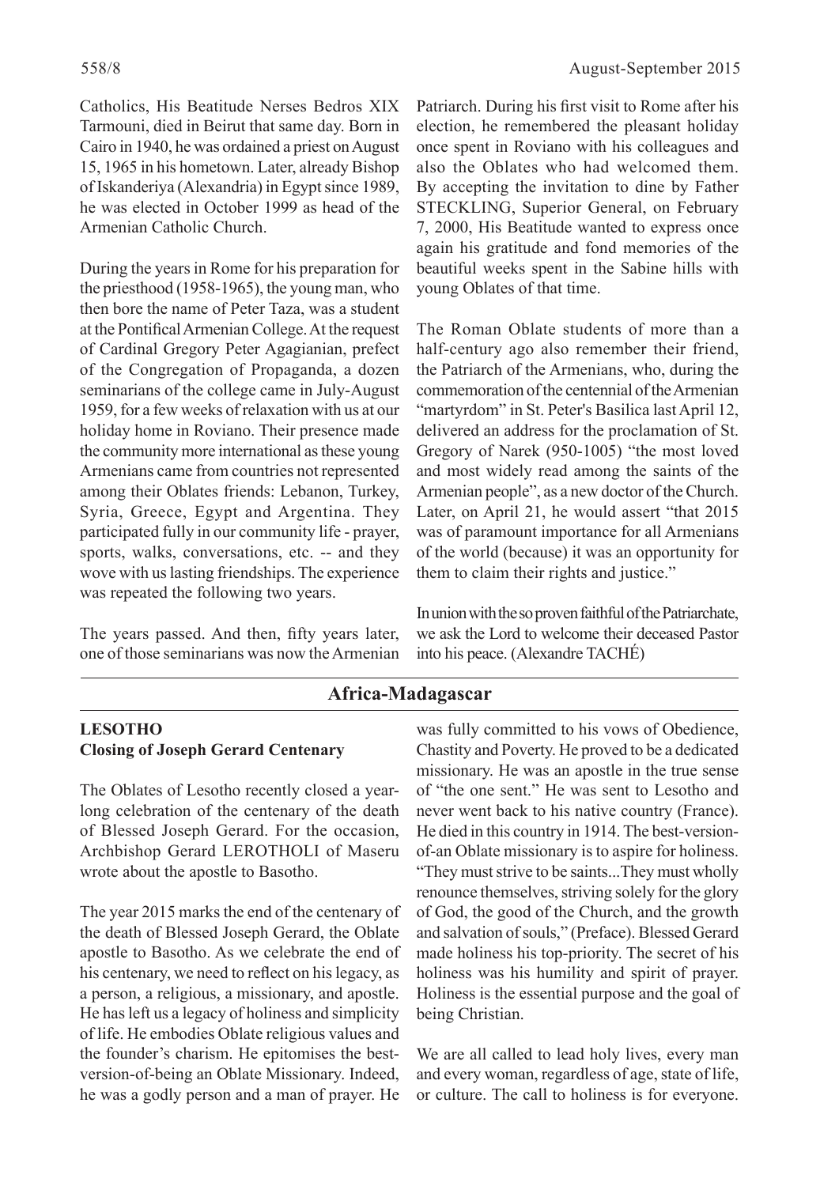Catholics, His Beatitude Nerses Bedros XIX Tarmouni, died in Beirut that same day. Born in Cairo in 1940, he was ordained a priest on August 15, 1965 in his hometown. Later, already Bishop of Iskanderiya (Alexandria) in Egypt since 1989, he was elected in October 1999 as head of the Armenian Catholic Church.

During the years in Rome for his preparation for the priesthood (1958-1965), the young man, who then bore the name of Peter Taza, was a student at the Pontifical Armenian College. At the request of Cardinal Gregory Peter Agagianian, prefect of the Congregation of Propaganda, a dozen seminarians of the college came in July-August 1959, for a few weeks of relaxation with us at our holiday home in Roviano. Their presence made the community more international as these young Armenians came from countries not represented among their Oblates friends: Lebanon, Turkey, Syria, Greece, Egypt and Argentina. They participated fully in our community life - prayer, sports, walks, conversations, etc. -- and they wove with us lasting friendships. The experience was repeated the following two years.

The years passed. And then, fifty years later, one of those seminarians was now the Armenian Patriarch. During his first visit to Rome after his election, he remembered the pleasant holiday once spent in Roviano with his colleagues and also the Oblates who had welcomed them. By accepting the invitation to dine by Father STECKLING, Superior General, on February 7, 2000, His Beatitude wanted to express once again his gratitude and fond memories of the beautiful weeks spent in the Sabine hills with young Oblates of that time.

The Roman Oblate students of more than a half-century ago also remember their friend, the Patriarch of the Armenians, who, during the commemoration of the centennial of the Armenian "martyrdom" in St. Peter's Basilica last April 12, delivered an address for the proclamation of St. Gregory of Narek (950-1005) "the most loved and most widely read among the saints of the Armenian people", as a new doctor of the Church. Later, on April 21, he would assert "that 2015 was of paramount importance for all Armenians of the world (because) it was an opportunity for them to claim their rights and justice."

In union with the so proven faithful of the Patriarchate, we ask the Lord to welcome their deceased Pastor into his peace. (Alexandre TACHÉ)

## Africa-Madagascar

### LESOTHO
### Closing of Joseph Gerard Centenary

The Oblates of Lesotho recently closed a year-long celebration of the centenary of the death of Blessed Joseph Gerard. For the occasion, Archbishop Gerard LEROTHOLI of Maseru wrote about the apostle to Basotho.

The year 2015 marks the end of the centenary of the death of Blessed Joseph Gerard, the Oblate apostle to Basotho. As we celebrate the end of his centenary, we need to reflect on his legacy, as a person, a religious, a missionary, and apostle. He has left us a legacy of holiness and simplicity of life. He embodies Oblate religious values and the founder's charism. He epitomises the best-version-of-being an Oblate Missionary. Indeed, he was a godly person and a man of prayer. He was fully committed to his vows of Obedience, Chastity and Poverty. He proved to be a dedicated missionary. He was an apostle in the true sense of "the one sent." He was sent to Lesotho and never went back to his native country (France). He died in this country in 1914. The best-version-of-an Oblate missionary is to aspire for holiness. "They must strive to be saints...They must wholly renounce themselves, striving solely for the glory of God, the good of the Church, and the growth and salvation of souls," (Preface). Blessed Gerard made holiness his top-priority. The secret of his holiness was his humility and spirit of prayer. Holiness is the essential purpose and the goal of being Christian.

We are all called to lead holy lives, every man and every woman, regardless of age, state of life, or culture. The call to holiness is for everyone.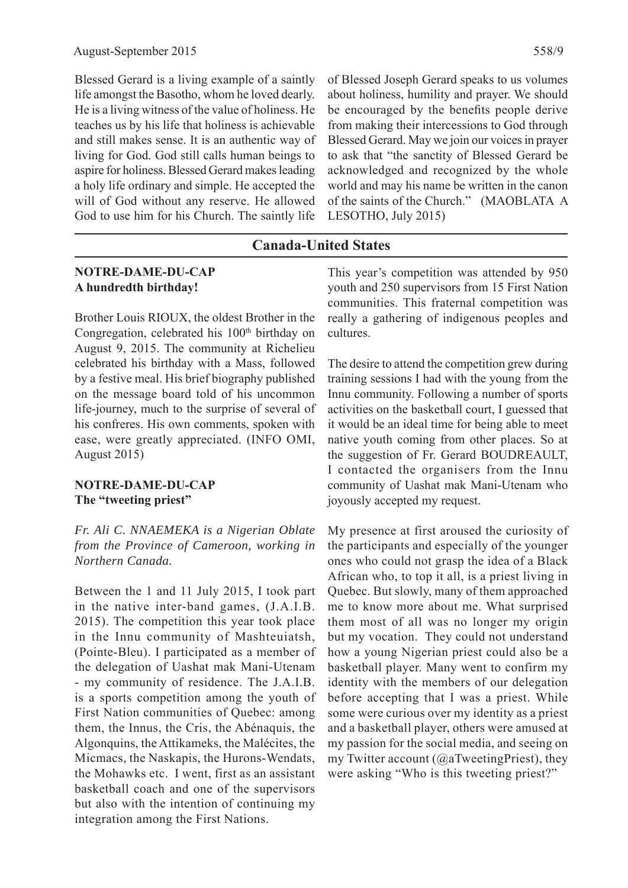Blessed Gerard is a living example of a saintly life amongst the Basotho, whom he loved dearly. He is a living witness of the value of holiness. He teaches us by his life that holiness is achievable and still makes sense. It is an authentic way of living for God. God still calls human beings to aspire for holiness. Blessed Gerard makes leading a holy life ordinary and simple. He accepted the will of God without any reserve. He allowed God to use him for his Church. The saintly life of Blessed Joseph Gerard speaks to us volumes about holiness, humility and prayer. We should be encouraged by the benefits people derive from making their intercessions to God through Blessed Gerard. May we join our voices in prayer to ask that "the sanctity of Blessed Gerard be acknowledged and recognized by the whole world and may his name be written in the canon of the saints of the Church." (MAOBLATA A LESOTHO, July 2015)

## Canada-United States

### NOTRE-DAME-DU-CAP
### A hundredth birthday!

Brother Louis RIOUX, the oldest Brother in the Congregation, celebrated his 100th birthday on August 9, 2015. The community at Richelieu celebrated his birthday with a Mass, followed by a festive meal. His brief biography published on the message board told of his uncommon life-journey, much to the surprise of several of his confreres. His own comments, spoken with ease, were greatly appreciated. (INFO OMI, August 2015)

### NOTRE-DAME-DU-CAP
### The "tweeting priest"

*Fr. Ali C. NNAEMEKA is a Nigerian Oblate from the Province of Cameroon, working in Northern Canada.*

Between the 1 and 11 July 2015, I took part in the native inter-band games, (J.A.I.B. 2015). The competition this year took place in the Innu community of Mashteuiatsh, (Pointe-Bleu). I participated as a member of the delegation of Uashat mak Mani-Utenam - my community of residence. The J.A.I.B. is a sports competition among the youth of First Nation communities of Quebec: among them, the Innus, the Cris, the Abénaquis, the Algonquins, the Attikameks, the Malécites, the Micmacs, the Naskapis, the Hurons-Wendats, the Mohawks etc. I went, first as an assistant basketball coach and one of the supervisors but also with the intention of continuing my integration among the First Nations.

This year's competition was attended by 950 youth and 250 supervisors from 15 First Nation communities. This fraternal competition was really a gathering of indigenous peoples and cultures.

The desire to attend the competition grew during training sessions I had with the young from the Innu community. Following a number of sports activities on the basketball court, I guessed that it would be an ideal time for being able to meet native youth coming from other places. So at the suggestion of Fr. Gerard BOUDREAULT, I contacted the organisers from the Innu community of Uashat mak Mani-Utenam who joyously accepted my request.

My presence at first aroused the curiosity of the participants and especially of the younger ones who could not grasp the idea of a Black African who, to top it all, is a priest living in Quebec. But slowly, many of them approached me to know more about me. What surprised them most of all was no longer my origin but my vocation. They could not understand how a young Nigerian priest could also be a basketball player. Many went to confirm my identity with the members of our delegation before accepting that I was a priest. While some were curious over my identity as a priest and a basketball player, others were amused at my passion for the social media, and seeing on my Twitter account (@aTweetingPriest), they were asking "Who is this tweeting priest?"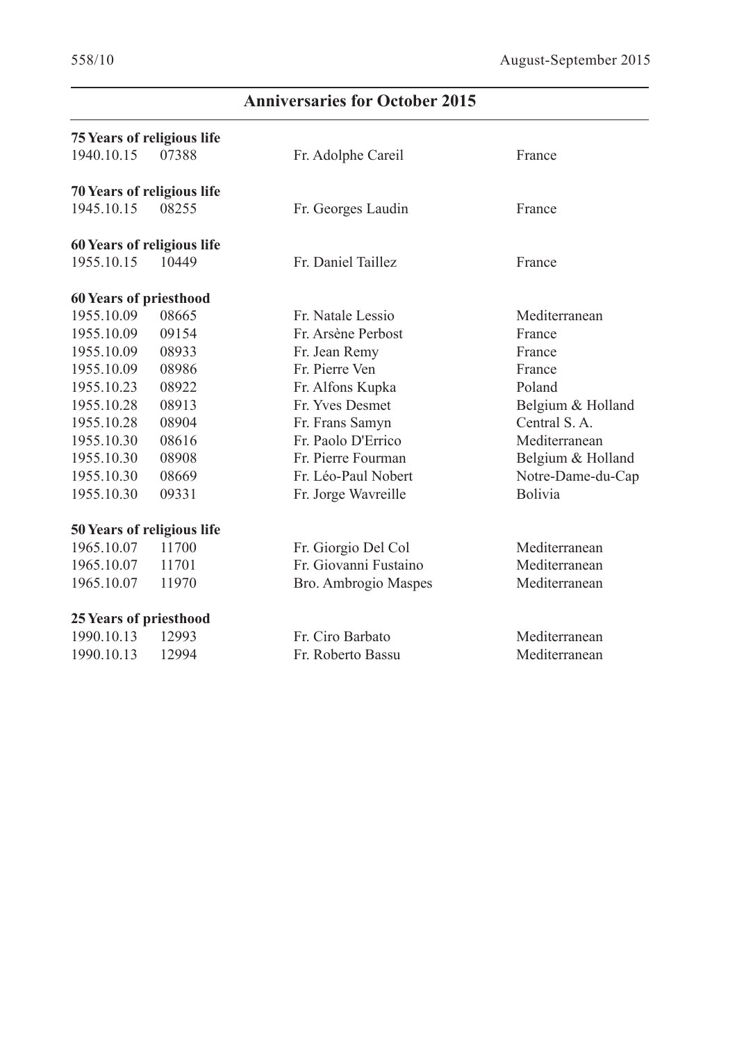## Anniversaries for October 2015

**75 Years of religious life**

| | | | |
|---|---|---|---|
| 1940.10.15 | 07388 | Fr. Adolphe Careil | France |

**70 Years of religious life**

| | | | |
|---|---|---|---|
| 1945.10.15 | 08255 | Fr. Georges Laudin | France |

**60 Years of religious life**

| | | | |
|---|---|---|---|
| 1955.10.15 | 10449 | Fr. Daniel Taillez | France |

**60 Years of priesthood**

| | | | |
|---|---|---|---|
| 1955.10.09 | 08665 | Fr. Natale Lessio | Mediterranean |
| 1955.10.09 | 09154 | Fr. Arsène Perbost | France |
| 1955.10.09 | 08933 | Fr. Jean Remy | France |
| 1955.10.09 | 08986 | Fr. Pierre Ven | France |
| 1955.10.23 | 08922 | Fr. Alfons Kupka | Poland |
| 1955.10.28 | 08913 | Fr. Yves Desmet | Belgium & Holland |
| 1955.10.28 | 08904 | Fr. Frans Samyn | Central S. A. |
| 1955.10.30 | 08616 | Fr. Paolo D'Errico | Mediterranean |
| 1955.10.30 | 08908 | Fr. Pierre Fourman | Belgium & Holland |
| 1955.10.30 | 08669 | Fr. Léo-Paul Nobert | Notre-Dame-du-Cap |
| 1955.10.30 | 09331 | Fr. Jorge Wavreille | Bolivia |

**50 Years of religious life**

| | | | |
|---|---|---|---|
| 1965.10.07 | 11700 | Fr. Giorgio Del Col | Mediterranean |
| 1965.10.07 | 11701 | Fr. Giovanni Fustaino | Mediterranean |
| 1965.10.07 | 11970 | Bro. Ambrogio Maspes | Mediterranean |

**25 Years of priesthood**

| | | | |
|---|---|---|---|
| 1990.10.13 | 12993 | Fr. Ciro Barbato | Mediterranean |
| 1990.10.13 | 12994 | Fr. Roberto Bassu | Mediterranean |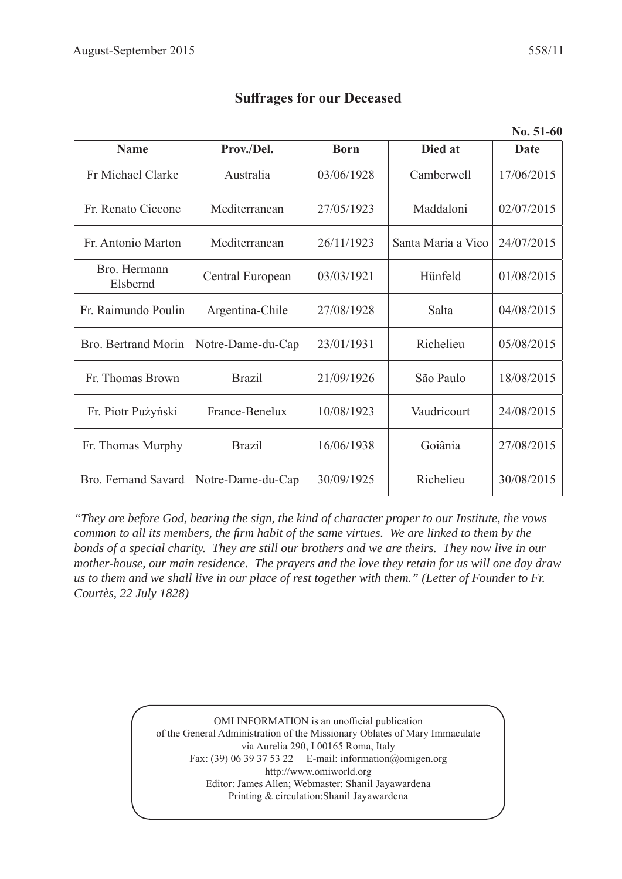## Suffrages for our Deceased

**No. 51-60**

| Name | Prov./Del. | Born | Died at | Date |
|---|---|---|---|---|
| Fr Michael Clarke | Australia | 03/06/1928 | Camberwell | 17/06/2015 |
| Fr. Renato Ciccone | Mediterranean | 27/05/1923 | Maddaloni | 02/07/2015 |
| Fr. Antonio Marton | Mediterranean | 26/11/1923 | Santa Maria a Vico | 24/07/2015 |
| Bro. Hermann Elsbernd | Central European | 03/03/1921 | Hünfeld | 01/08/2015 |
| Fr. Raimundo Poulin | Argentina-Chile | 27/08/1928 | Salta | 04/08/2015 |
| Bro. Bertrand Morin | Notre-Dame-du-Cap | 23/01/1931 | Richelieu | 05/08/2015 |
| Fr. Thomas Brown | Brazil | 21/09/1926 | São Paulo | 18/08/2015 |
| Fr. Piotr Pużyński | France-Benelux | 10/08/1923 | Vaudricourt | 24/08/2015 |
| Fr. Thomas Murphy | Brazil | 16/06/1938 | Goiânia | 27/08/2015 |
| Bro. Fernand Savard | Notre-Dame-du-Cap | 30/09/1925 | Richelieu | 30/08/2015 |

*"They are before God, bearing the sign, the kind of character proper to our Institute, the vows common to all its members, the firm habit of the same virtues. We are linked to them by the bonds of a special charity. They are still our brothers and we are theirs. They now live in our mother-house, our main residence. The prayers and the love they retain for us will one day draw us to them and we shall live in our place of rest together with them." (Letter of Founder to Fr. Courtès, 22 July 1828)*

OMI INFORMATION is an unofficial publication
of the General Administration of the Missionary Oblates of Mary Immaculate
via Aurelia 290, I 00165 Roma, Italy
Fax: (39) 06 39 37 53 22 E-mail: information@omigen.org
http://www.omiworld.org
Editor: James Allen; Webmaster: Shanil Jayawardena
Printing & circulation:Shanil Jayawardena